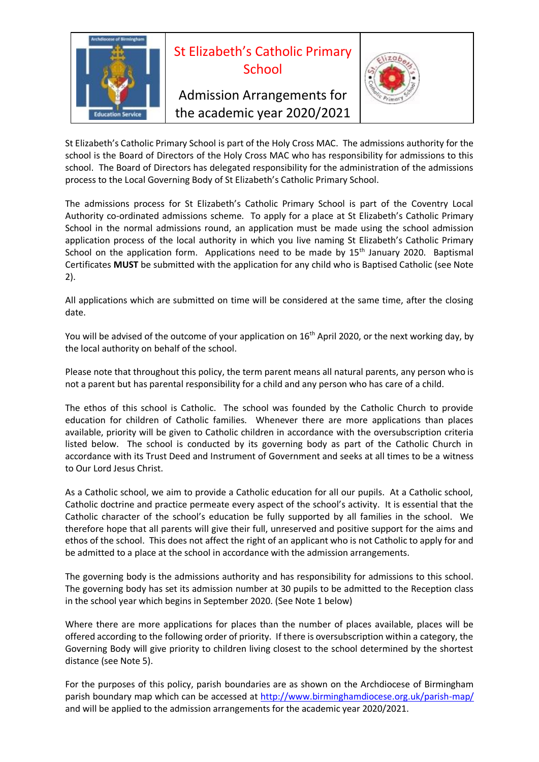# St Elizabeth's Catholic Primary School

## Admission Arrangements for the academic year 2020/2021

St Elizabeth's Catholic Primary School is part of the Holy Cross MAC. The admissions authority for the school is the Board of Directors of the Holy Cross MAC who has responsibility for admissions to this school. The Board of Directors has delegated responsibility for the administration of the admissions process to the Local Governing Body of St Elizabeth's Catholic Primary School.

The admissions process for St Elizabeth's Catholic Primary School is part of the Coventry Local Authority co-ordinated admissions scheme. To apply for a place at St Elizabeth's Catholic Primary School in the normal admissions round, an application must be made using the school admission application process of the local authority in which you live naming St Elizabeth's Catholic Primary School on the application form. Applications need to be made by 15th January 2020. Baptismal Certificates **MUST** be submitted with the application for any child who is Baptised Catholic (see Note 2).

All applications which are submitted on time will be considered at the same time, after the closing date.

You will be advised of the outcome of your application on 16th April 2020, or the next working day, by the local authority on behalf of the school.

Please note that throughout this policy, the term parent means all natural parents, any person who is not a parent but has parental responsibility for a child and any person who has care of a child.

The ethos of this school is Catholic. The school was founded by the Catholic Church to provide education for children of Catholic families. Whenever there are more applications than places available, priority will be given to Catholic children in accordance with the oversubscription criteria listed below. The school is conducted by its governing body as part of the Catholic Church in accordance with its Trust Deed and Instrument of Government and seeks at all times to be a witness to Our Lord Jesus Christ.

As a Catholic school, we aim to provide a Catholic education for all our pupils. At a Catholic school, Catholic doctrine and practice permeate every aspect of the school's activity. It is essential that the Catholic character of the school's education be fully supported by all families in the school. We therefore hope that all parents will give their full, unreserved and positive support for the aims and ethos of the school. This does not affect the right of an applicant who is not Catholic to apply for and be admitted to a place at the school in accordance with the admission arrangements.

The governing body is the admissions authority and has responsibility for admissions to this school. The governing body has set its admission number at 30 pupils to be admitted to the Reception class in the school year which begins in September 2020. (See Note 1 below)

Where there are more applications for places than the number of places available, places will be offered according to the following order of priority. If there is oversubscription within a category, the Governing Body will give priority to children living closest to the school determined by the shortest distance (see Note 5).

For the purposes of this policy, parish boundaries are as shown on the Archdiocese of Birmingham parish boundary map which can be accessed at http://www.birminghamdiocese.org.uk/parish-map/ and will be applied to the admission arrangements for the academic year 2020/2021.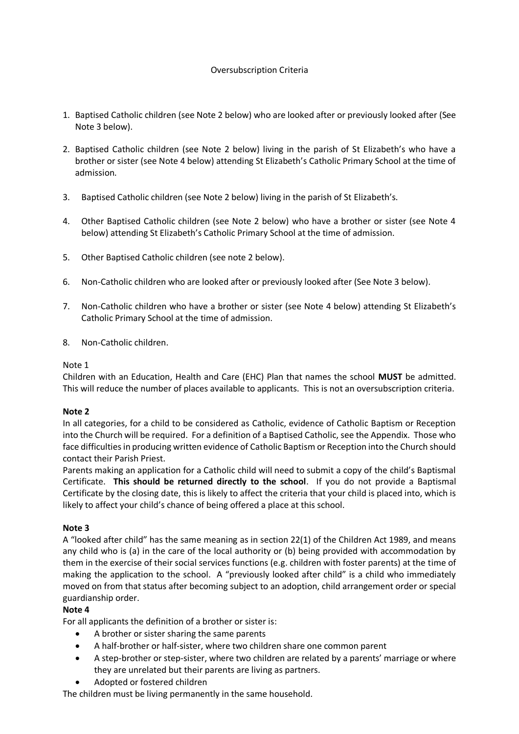Oversubscription Criteria

1. Baptised Catholic children (see Note 2 below) who are looked after or previously looked after (See Note 3 below).

2. Baptised Catholic children (see Note 2 below) living in the parish of St Elizabeth's who have a brother or sister (see Note 4 below) attending St Elizabeth's Catholic Primary School at the time of admission.

3. Baptised Catholic children (see Note 2 below) living in the parish of St Elizabeth's.

4. Other Baptised Catholic children (see Note 2 below) who have a brother or sister (see Note 4 below) attending St Elizabeth's Catholic Primary School at the time of admission.

5. Other Baptised Catholic children (see note 2 below).

6. Non-Catholic children who are looked after or previously looked after (See Note 3 below).

7. Non-Catholic children who have a brother or sister (see Note 4 below) attending St Elizabeth's Catholic Primary School at the time of admission.

8. Non-Catholic children.

Note 1

Children with an Education, Health and Care (EHC) Plan that names the school **MUST** be admitted. This will reduce the number of places available to applicants. This is not an oversubscription criteria.

**Note 2**

In all categories, for a child to be considered as Catholic, evidence of Catholic Baptism or Reception into the Church will be required. For a definition of a Baptised Catholic, see the Appendix. Those who face difficulties in producing written evidence of Catholic Baptism or Reception into the Church should contact their Parish Priest.

Parents making an application for a Catholic child will need to submit a copy of the child's Baptismal Certificate. **This should be returned directly to the school**. If you do not provide a Baptismal Certificate by the closing date, this is likely to affect the criteria that your child is placed into, which is likely to affect your child's chance of being offered a place at this school.

**Note 3**

A "looked after child" has the same meaning as in section 22(1) of the Children Act 1989, and means any child who is (a) in the care of the local authority or (b) being provided with accommodation by them in the exercise of their social services functions (e.g. children with foster parents) at the time of making the application to the school. A "previously looked after child" is a child who immediately moved on from that status after becoming subject to an adoption, child arrangement order or special guardianship order.

**Note 4**

For all applicants the definition of a brother or sister is:

- A brother or sister sharing the same parents
- A half-brother or half-sister, where two children share one common parent
- A step-brother or step-sister, where two children are related by a parents' marriage or where they are unrelated but their parents are living as partners.
- Adopted or fostered children

The children must be living permanently in the same household.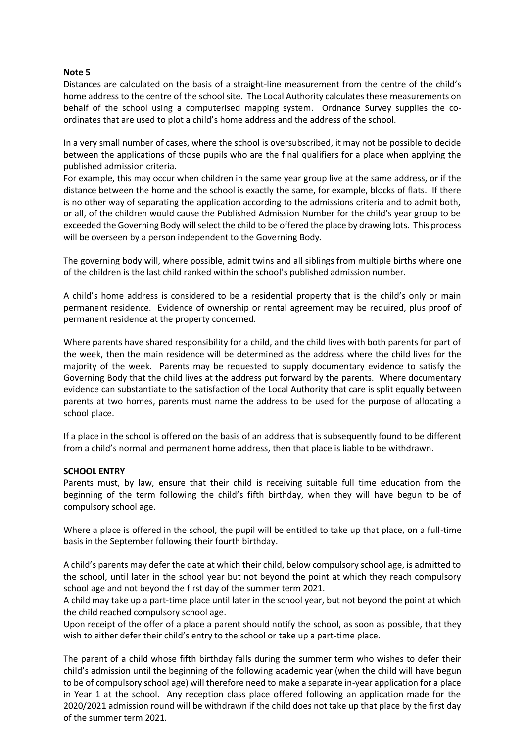**Note 5**

Distances are calculated on the basis of a straight-line measurement from the centre of the child's home address to the centre of the school site. The Local Authority calculates these measurements on behalf of the school using a computerised mapping system. Ordnance Survey supplies the co-ordinates that are used to plot a child's home address and the address of the school.

In a very small number of cases, where the school is oversubscribed, it may not be possible to decide between the applications of those pupils who are the final qualifiers for a place when applying the published admission criteria.

For example, this may occur when children in the same year group live at the same address, or if the distance between the home and the school is exactly the same, for example, blocks of flats. If there is no other way of separating the application according to the admissions criteria and to admit both, or all, of the children would cause the Published Admission Number for the child's year group to be exceeded the Governing Body will select the child to be offered the place by drawing lots. This process will be overseen by a person independent to the Governing Body.

The governing body will, where possible, admit twins and all siblings from multiple births where one of the children is the last child ranked within the school's published admission number.

A child's home address is considered to be a residential property that is the child's only or main permanent residence. Evidence of ownership or rental agreement may be required, plus proof of permanent residence at the property concerned.

Where parents have shared responsibility for a child, and the child lives with both parents for part of the week, then the main residence will be determined as the address where the child lives for the majority of the week. Parents may be requested to supply documentary evidence to satisfy the Governing Body that the child lives at the address put forward by the parents. Where documentary evidence can substantiate to the satisfaction of the Local Authority that care is split equally between parents at two homes, parents must name the address to be used for the purpose of allocating a school place.

If a place in the school is offered on the basis of an address that is subsequently found to be different from a child's normal and permanent home address, then that place is liable to be withdrawn.

**SCHOOL ENTRY**

Parents must, by law, ensure that their child is receiving suitable full time education from the beginning of the term following the child's fifth birthday, when they will have begun to be of compulsory school age.

Where a place is offered in the school, the pupil will be entitled to take up that place, on a full-time basis in the September following their fourth birthday.

A child's parents may defer the date at which their child, below compulsory school age, is admitted to the school, until later in the school year but not beyond the point at which they reach compulsory school age and not beyond the first day of the summer term 2021.

A child may take up a part-time place until later in the school year, but not beyond the point at which the child reached compulsory school age.

Upon receipt of the offer of a place a parent should notify the school, as soon as possible, that they wish to either defer their child's entry to the school or take up a part-time place.

The parent of a child whose fifth birthday falls during the summer term who wishes to defer their child's admission until the beginning of the following academic year (when the child will have begun to be of compulsory school age) will therefore need to make a separate in-year application for a place in Year 1 at the school. Any reception class place offered following an application made for the 2020/2021 admission round will be withdrawn if the child does not take up that place by the first day of the summer term 2021.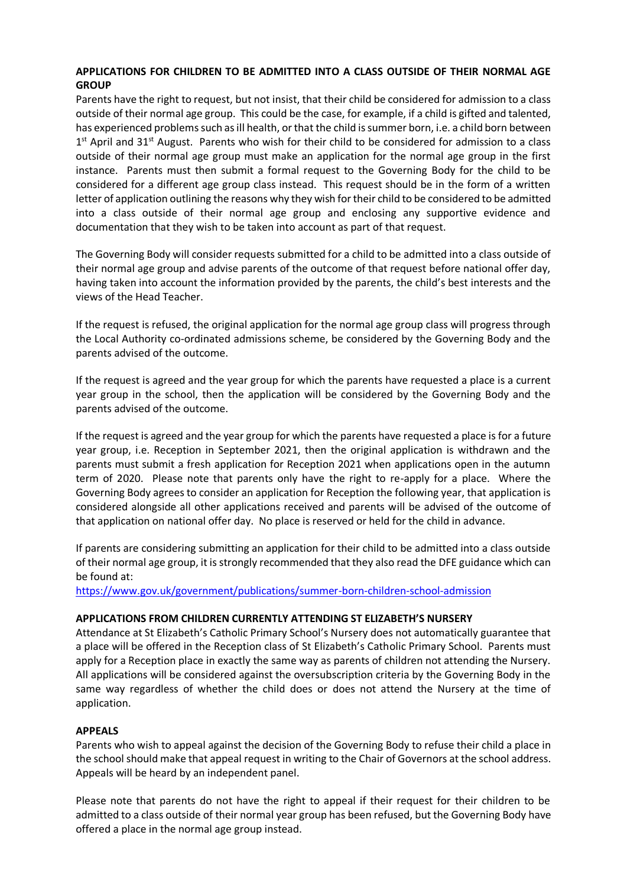## APPLICATIONS FOR CHILDREN TO BE ADMITTED INTO A CLASS OUTSIDE OF THEIR NORMAL AGE GROUP

Parents have the right to request, but not insist, that their child be considered for admission to a class outside of their normal age group. This could be the case, for example, if a child is gifted and talented, has experienced problems such as ill health, or that the child is summer born, i.e. a child born between 1st April and 31st August. Parents who wish for their child to be considered for admission to a class outside of their normal age group must make an application for the normal age group in the first instance. Parents must then submit a formal request to the Governing Body for the child to be considered for a different age group class instead. This request should be in the form of a written letter of application outlining the reasons why they wish for their child to be considered to be admitted into a class outside of their normal age group and enclosing any supportive evidence and documentation that they wish to be taken into account as part of that request.

The Governing Body will consider requests submitted for a child to be admitted into a class outside of their normal age group and advise parents of the outcome of that request before national offer day, having taken into account the information provided by the parents, the child's best interests and the views of the Head Teacher.

If the request is refused, the original application for the normal age group class will progress through the Local Authority co-ordinated admissions scheme, be considered by the Governing Body and the parents advised of the outcome.

If the request is agreed and the year group for which the parents have requested a place is a current year group in the school, then the application will be considered by the Governing Body and the parents advised of the outcome.

If the request is agreed and the year group for which the parents have requested a place is for a future year group, i.e. Reception in September 2021, then the original application is withdrawn and the parents must submit a fresh application for Reception 2021 when applications open in the autumn term of 2020. Please note that parents only have the right to re-apply for a place. Where the Governing Body agrees to consider an application for Reception the following year, that application is considered alongside all other applications received and parents will be advised of the outcome of that application on national offer day. No place is reserved or held for the child in advance.

If parents are considering submitting an application for their child to be admitted into a class outside of their normal age group, it is strongly recommended that they also read the DFE guidance which can be found at:

https://www.gov.uk/government/publications/summer-born-children-school-admission

## APPLICATIONS FROM CHILDREN CURRENTLY ATTENDING ST ELIZABETH'S NURSERY

Attendance at St Elizabeth's Catholic Primary School's Nursery does not automatically guarantee that a place will be offered in the Reception class of St Elizabeth's Catholic Primary School. Parents must apply for a Reception place in exactly the same way as parents of children not attending the Nursery. All applications will be considered against the oversubscription criteria by the Governing Body in the same way regardless of whether the child does or does not attend the Nursery at the time of application.

## APPEALS

Parents who wish to appeal against the decision of the Governing Body to refuse their child a place in the school should make that appeal request in writing to the Chair of Governors at the school address. Appeals will be heard by an independent panel.

Please note that parents do not have the right to appeal if their request for their children to be admitted to a class outside of their normal year group has been refused, but the Governing Body have offered a place in the normal age group instead.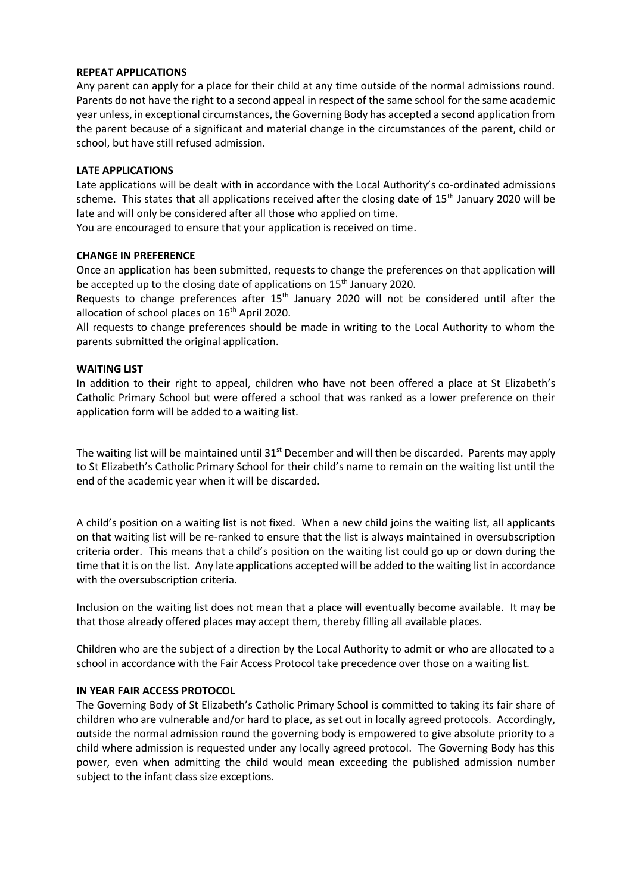**REPEAT APPLICATIONS**

Any parent can apply for a place for their child at any time outside of the normal admissions round. Parents do not have the right to a second appeal in respect of the same school for the same academic year unless, in exceptional circumstances, the Governing Body has accepted a second application from the parent because of a significant and material change in the circumstances of the parent, child or school, but have still refused admission.

**LATE APPLICATIONS**

Late applications will be dealt with in accordance with the Local Authority's co-ordinated admissions scheme. This states that all applications received after the closing date of 15th January 2020 will be late and will only be considered after all those who applied on time.

You are encouraged to ensure that your application is received on time.

**CHANGE IN PREFERENCE**

Once an application has been submitted, requests to change the preferences on that application will be accepted up to the closing date of applications on 15th January 2020.

Requests to change preferences after 15th January 2020 will not be considered until after the allocation of school places on 16th April 2020.

All requests to change preferences should be made in writing to the Local Authority to whom the parents submitted the original application.

**WAITING LIST**

In addition to their right to appeal, children who have not been offered a place at St Elizabeth's Catholic Primary School but were offered a school that was ranked as a lower preference on their application form will be added to a waiting list.

The waiting list will be maintained until 31st December and will then be discarded. Parents may apply to St Elizabeth's Catholic Primary School for their child's name to remain on the waiting list until the end of the academic year when it will be discarded.

A child's position on a waiting list is not fixed. When a new child joins the waiting list, all applicants on that waiting list will be re-ranked to ensure that the list is always maintained in oversubscription criteria order. This means that a child's position on the waiting list could go up or down during the time that it is on the list. Any late applications accepted will be added to the waiting list in accordance with the oversubscription criteria.

Inclusion on the waiting list does not mean that a place will eventually become available. It may be that those already offered places may accept them, thereby filling all available places.

Children who are the subject of a direction by the Local Authority to admit or who are allocated to a school in accordance with the Fair Access Protocol take precedence over those on a waiting list.

**IN YEAR FAIR ACCESS PROTOCOL**

The Governing Body of St Elizabeth's Catholic Primary School is committed to taking its fair share of children who are vulnerable and/or hard to place, as set out in locally agreed protocols. Accordingly, outside the normal admission round the governing body is empowered to give absolute priority to a child where admission is requested under any locally agreed protocol. The Governing Body has this power, even when admitting the child would mean exceeding the published admission number subject to the infant class size exceptions.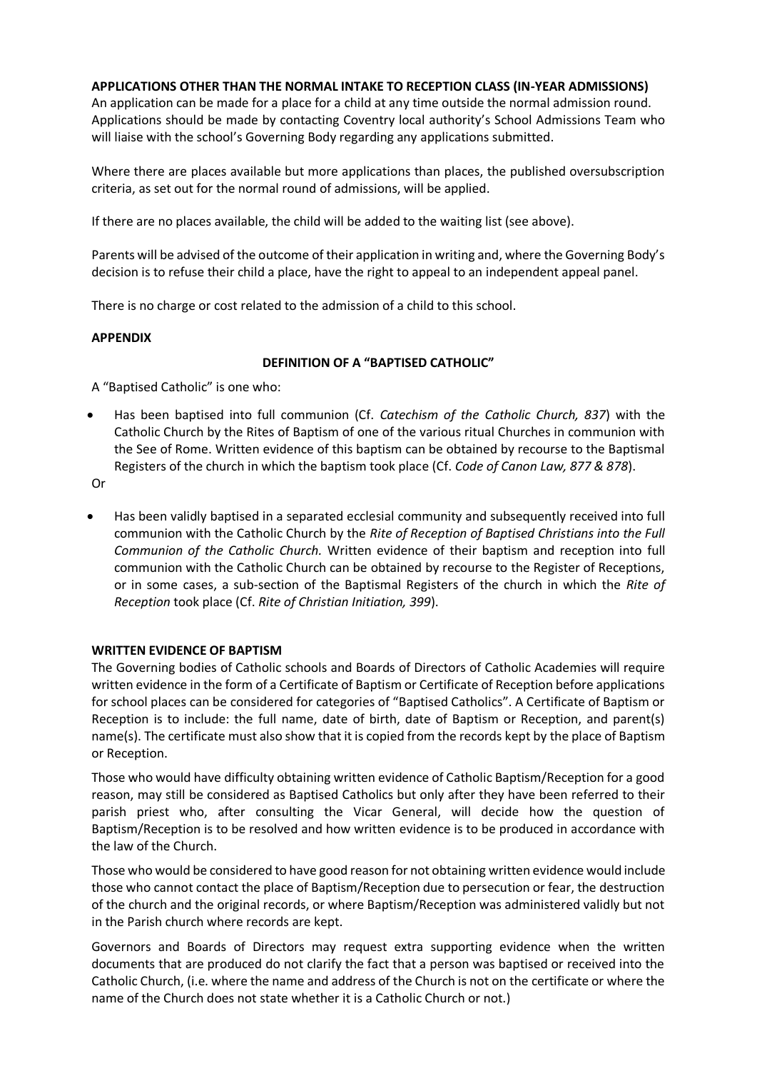**APPLICATIONS OTHER THAN THE NORMAL INTAKE TO RECEPTION CLASS (IN-YEAR ADMISSIONS)**

An application can be made for a place for a child at any time outside the normal admission round. Applications should be made by contacting Coventry local authority's School Admissions Team who will liaise with the school's Governing Body regarding any applications submitted.

Where there are places available but more applications than places, the published oversubscription criteria, as set out for the normal round of admissions, will be applied.

If there are no places available, the child will be added to the waiting list (see above).

Parents will be advised of the outcome of their application in writing and, where the Governing Body's decision is to refuse their child a place, have the right to appeal to an independent appeal panel.

There is no charge or cost related to the admission of a child to this school.

**APPENDIX**

**DEFINITION OF A "BAPTISED CATHOLIC"**

A "Baptised Catholic" is one who:

- Has been baptised into full communion (Cf. *Catechism of the Catholic Church, 837*) with the Catholic Church by the Rites of Baptism of one of the various ritual Churches in communion with the See of Rome. Written evidence of this baptism can be obtained by recourse to the Baptismal Registers of the church in which the baptism took place (Cf. *Code of Canon Law, 877 & 878*).

Or

- Has been validly baptised in a separated ecclesial community and subsequently received into full communion with the Catholic Church by the *Rite of Reception of Baptised Christians into the Full Communion of the Catholic Church.* Written evidence of their baptism and reception into full communion with the Catholic Church can be obtained by recourse to the Register of Receptions, or in some cases, a sub-section of the Baptismal Registers of the church in which the *Rite of Reception* took place (Cf. *Rite of Christian Initiation, 399*).

**WRITTEN EVIDENCE OF BAPTISM**

The Governing bodies of Catholic schools and Boards of Directors of Catholic Academies will require written evidence in the form of a Certificate of Baptism or Certificate of Reception before applications for school places can be considered for categories of "Baptised Catholics". A Certificate of Baptism or Reception is to include: the full name, date of birth, date of Baptism or Reception, and parent(s) name(s). The certificate must also show that it is copied from the records kept by the place of Baptism or Reception.

Those who would have difficulty obtaining written evidence of Catholic Baptism/Reception for a good reason, may still be considered as Baptised Catholics but only after they have been referred to their parish priest who, after consulting the Vicar General, will decide how the question of Baptism/Reception is to be resolved and how written evidence is to be produced in accordance with the law of the Church.

Those who would be considered to have good reason for not obtaining written evidence would include those who cannot contact the place of Baptism/Reception due to persecution or fear, the destruction of the church and the original records, or where Baptism/Reception was administered validly but not in the Parish church where records are kept.

Governors and Boards of Directors may request extra supporting evidence when the written documents that are produced do not clarify the fact that a person was baptised or received into the Catholic Church, (i.e. where the name and address of the Church is not on the certificate or where the name of the Church does not state whether it is a Catholic Church or not.)